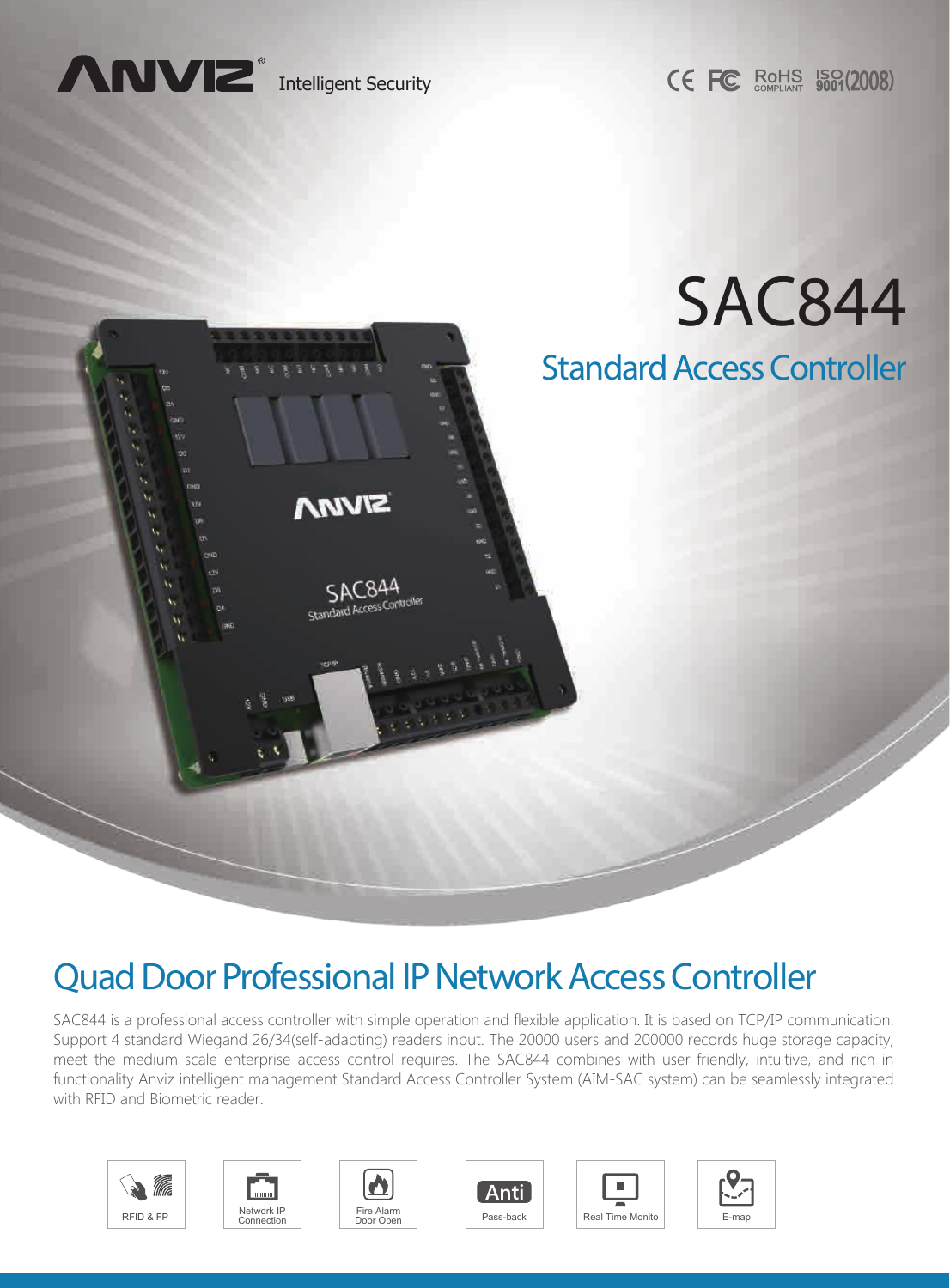ANVIZ Intelligent Security

CE FC RoHS COMPLIANT ISO 9001(2008)

# SAC844

## Standard Access Controller

# Quad Door Professional IP Network Access Controller

SAC844 is a professional access controller with simple operation and flexible application. It is based on TCP/IP communication. Support 4 standard Wiegand 26/34(self-adapting) readers input. The 20000 users and 200000 records huge storage capacity, meet the medium scale enterprise access control requires. The SAC844 combines with user-friendly, intuitive, and rich in functionality Anviz intelligent management Standard Access Controller System (AIM-SAC system) can be seamlessly integrated with RFID and Biometric reader.

- RFID & FP
- Network IP Connection
- Fire Alarm Door Open
- Anti Pass-back
- Real Time Monito
- E-map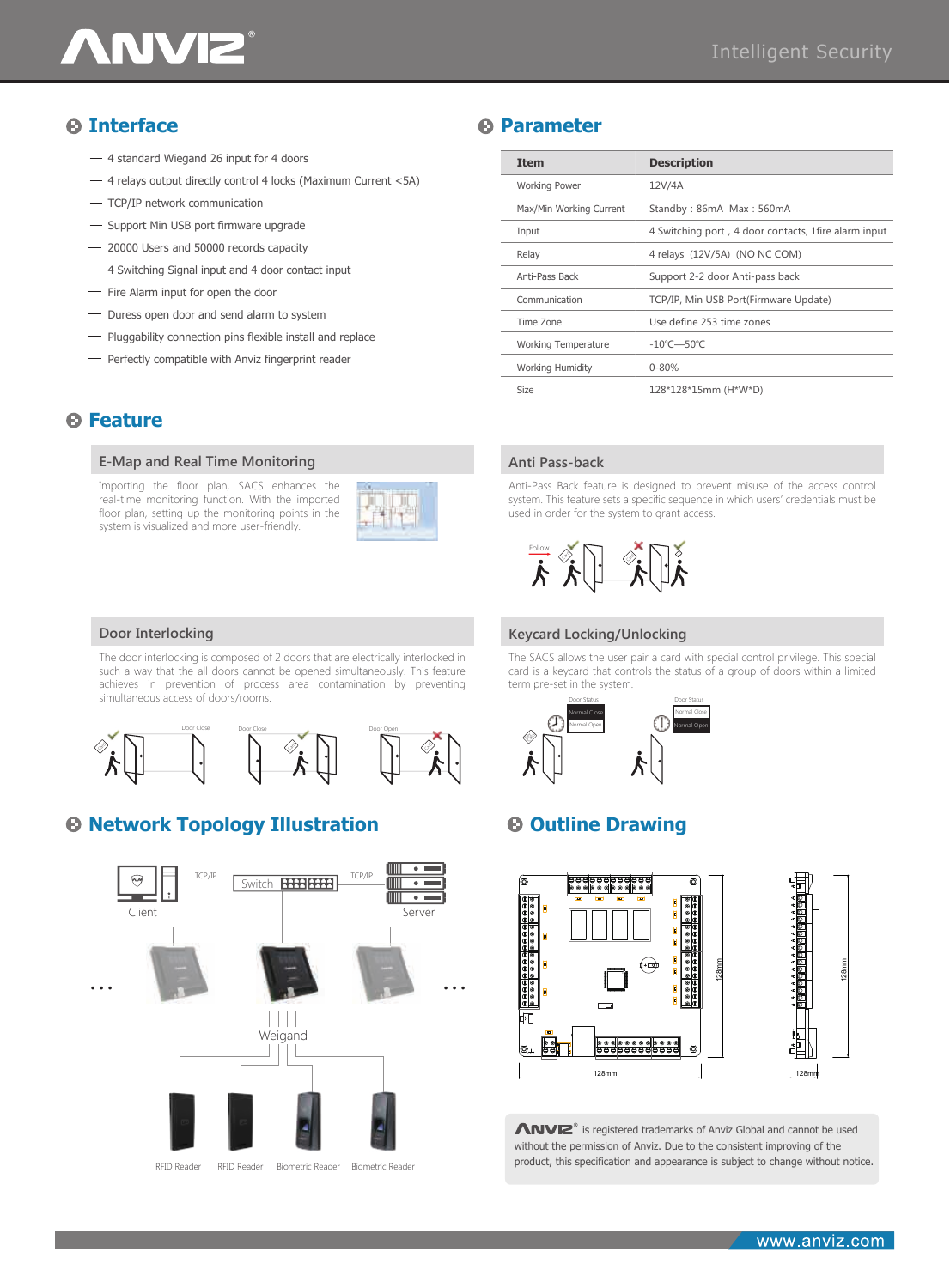## Interface

- 4 standard Wiegand 26 input for 4 doors
- 4 relays output directly control 4 locks (Maximum Current <5A)
- TCP/IP network communication
- Support Min USB port firmware upgrade
- 20000 Users and 50000 records capacity
- 4 Switching Signal input and 4 door contact input
- Fire Alarm input for open the door
- Duress open door and send alarm to system
- Pluggability connection pins flexible install and replace
- Perfectly compatible with Anviz fingerprint reader

## Parameter

| Item | Description |
|---|---|
| Working Power | 12V/4A |
| Max/Min Working Current | Standby : 86mA Max : 560mA |
| Input | 4 Switching port , 4 door contacts, 1fire alarm input |
| Relay | 4 relays (12V/5A) (NO NC COM) |
| Anti-Pass Back | Support 2-2 door Anti-pass back |
| Communication | TCP/IP, Min USB Port(Firmware Update) |
| Time Zone | Use define 253 time zones |
| Working Temperature | -10℃—50℃ |
| Working Humidity | 0-80% |
| Size | 128*128*15mm (H*W*D) |

## Feature

### E-Map and Real Time Monitoring

Importing the floor plan, SACS enhances the real-time monitoring function. With the imported floor plan, setting up the monitoring points in the system is visualized and more user-friendly.

### Anti Pass-back

Anti-Pass Back feature is designed to prevent misuse of the access control system. This feature sets a specific sequence in which users' credentials must be used in order for the system to grant access.

Follow

### Door Interlocking

The door interlocking is composed of 2 doors that are electrically interlocked in such a way that the all doors cannot be opened simultaneously. This feature achieves in prevention of process area contamination by preventing simultaneous access of doors/rooms.

Door Close
Door Close
Door Open

### Keycard Locking/Unlocking

The SACS allows the user pair a card with special control privilege. This special card is a keycard that controls the status of a group of doors within a limited term pre-set in the system.

Door Status
Normal Close
Normal Open

## Network Topology Illustration

Client
TCP/IP
Switch
TCP/IP
Server
Weigand
RFID Reader
RFID Reader
Biometric Reader
Biometric Reader

## Outline Drawing

128mm
128mm
128mm
128mm

ANVIZ® is registered trademarks of Anviz Global and cannot be used without the permission of Anviz. Due to the consistent improving of the product, this specification and appearance is subject to change without notice.